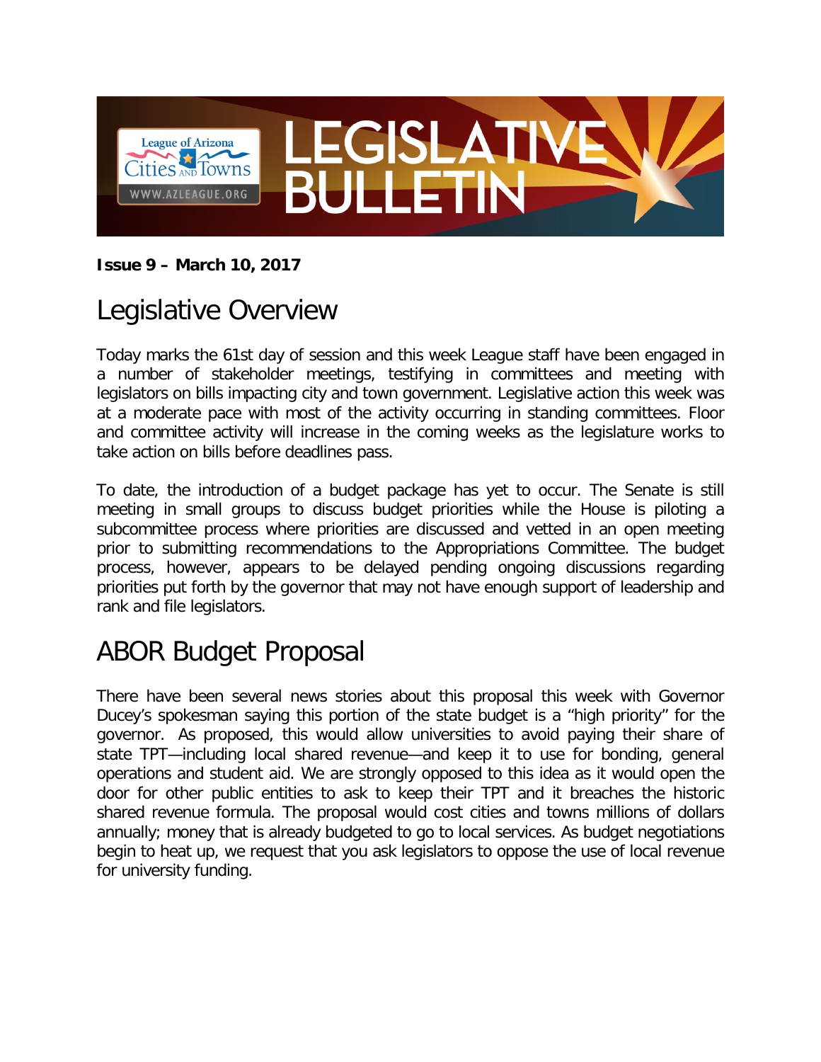# LEGISLATIVE BULLETIN

League of Arizona Cities and Towns
WWW.AZLEAGUE.ORG

**Issue 9 – March 10, 2017**

## Legislative Overview

Today marks the 61st day of session and this week League staff have been engaged in a number of stakeholder meetings, testifying in committees and meeting with legislators on bills impacting city and town government. Legislative action this week was at a moderate pace with most of the activity occurring in standing committees. Floor and committee activity will increase in the coming weeks as the legislature works to take action on bills before deadlines pass.

To date, the introduction of a budget package has yet to occur. The Senate is still meeting in small groups to discuss budget priorities while the House is piloting a subcommittee process where priorities are discussed and vetted in an open meeting prior to submitting recommendations to the Appropriations Committee. The budget process, however, appears to be delayed pending ongoing discussions regarding priorities put forth by the governor that may not have enough support of leadership and rank and file legislators.

## ABOR Budget Proposal

There have been several news stories about this proposal this week with Governor Ducey's spokesman saying this portion of the state budget is a "high priority" for the governor. As proposed, this would allow universities to avoid paying their share of state TPT—including local shared revenue—and keep it to use for bonding, general operations and student aid. We are strongly opposed to this idea as it would open the door for other public entities to ask to keep their TPT and it breaches the historic shared revenue formula. The proposal would cost cities and towns millions of dollars annually; money that is already budgeted to go to local services. As budget negotiations begin to heat up, we request that you ask legislators to oppose the use of local revenue for university funding.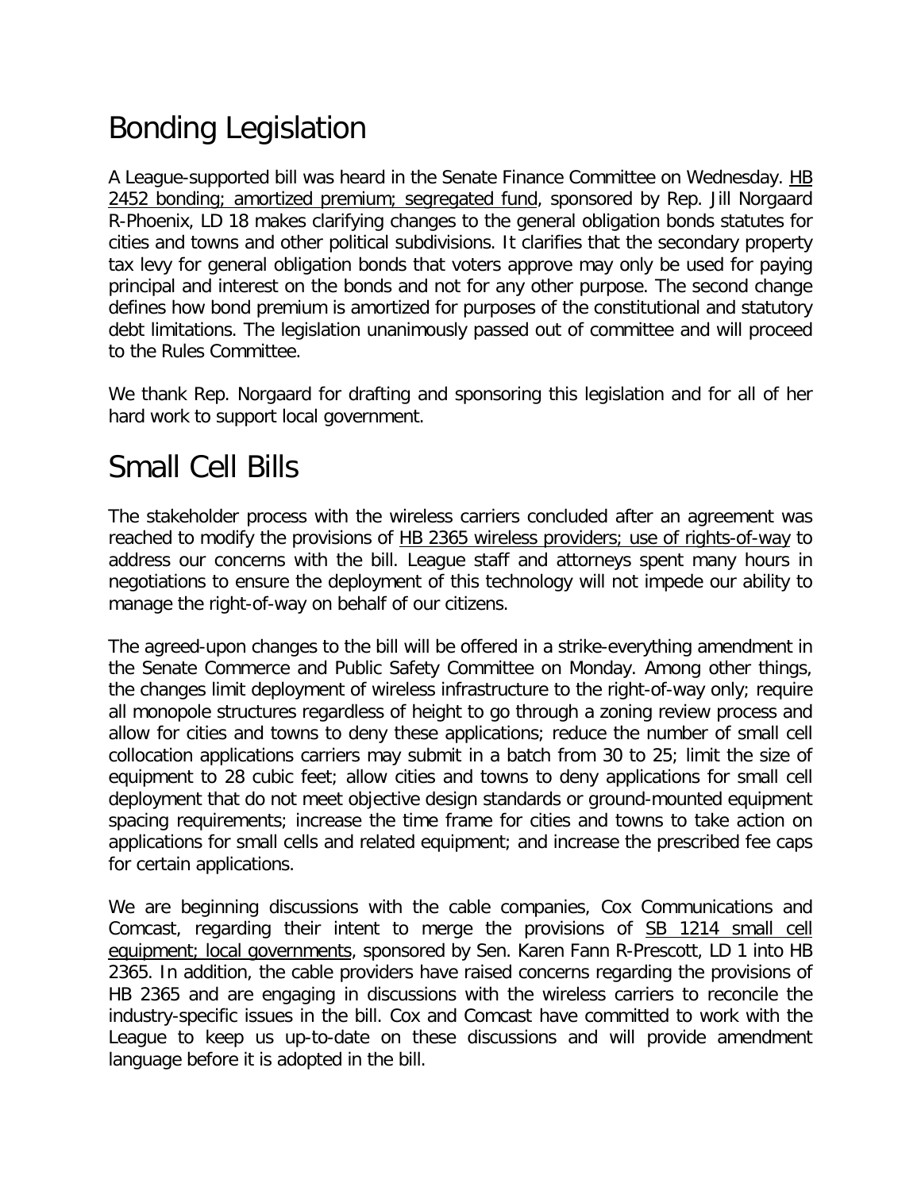## Bonding Legislation

A League-supported bill was heard in the Senate Finance Committee on Wednesday. HB 2452 bonding; amortized premium; segregated fund, sponsored by Rep. Jill Norgaard R-Phoenix, LD 18 makes clarifying changes to the general obligation bonds statutes for cities and towns and other political subdivisions. It clarifies that the secondary property tax levy for general obligation bonds that voters approve may only be used for paying principal and interest on the bonds and not for any other purpose. The second change defines how bond premium is amortized for purposes of the constitutional and statutory debt limitations. The legislation unanimously passed out of committee and will proceed to the Rules Committee.

We thank Rep. Norgaard for drafting and sponsoring this legislation and for all of her hard work to support local government.

## Small Cell Bills

The stakeholder process with the wireless carriers concluded after an agreement was reached to modify the provisions of HB 2365 wireless providers; use of rights-of-way to address our concerns with the bill. League staff and attorneys spent many hours in negotiations to ensure the deployment of this technology will not impede our ability to manage the right-of-way on behalf of our citizens.

The agreed-upon changes to the bill will be offered in a strike-everything amendment in the Senate Commerce and Public Safety Committee on Monday. Among other things, the changes limit deployment of wireless infrastructure to the right-of-way only; require all monopole structures regardless of height to go through a zoning review process and allow for cities and towns to deny these applications; reduce the number of small cell collocation applications carriers may submit in a batch from 30 to 25; limit the size of equipment to 28 cubic feet; allow cities and towns to deny applications for small cell deployment that do not meet objective design standards or ground-mounted equipment spacing requirements; increase the time frame for cities and towns to take action on applications for small cells and related equipment; and increase the prescribed fee caps for certain applications.

We are beginning discussions with the cable companies, Cox Communications and Comcast, regarding their intent to merge the provisions of SB 1214 small cell equipment; local governments, sponsored by Sen. Karen Fann R-Prescott, LD 1 into HB 2365. In addition, the cable providers have raised concerns regarding the provisions of HB 2365 and are engaging in discussions with the wireless carriers to reconcile the industry-specific issues in the bill. Cox and Comcast have committed to work with the League to keep us up-to-date on these discussions and will provide amendment language before it is adopted in the bill.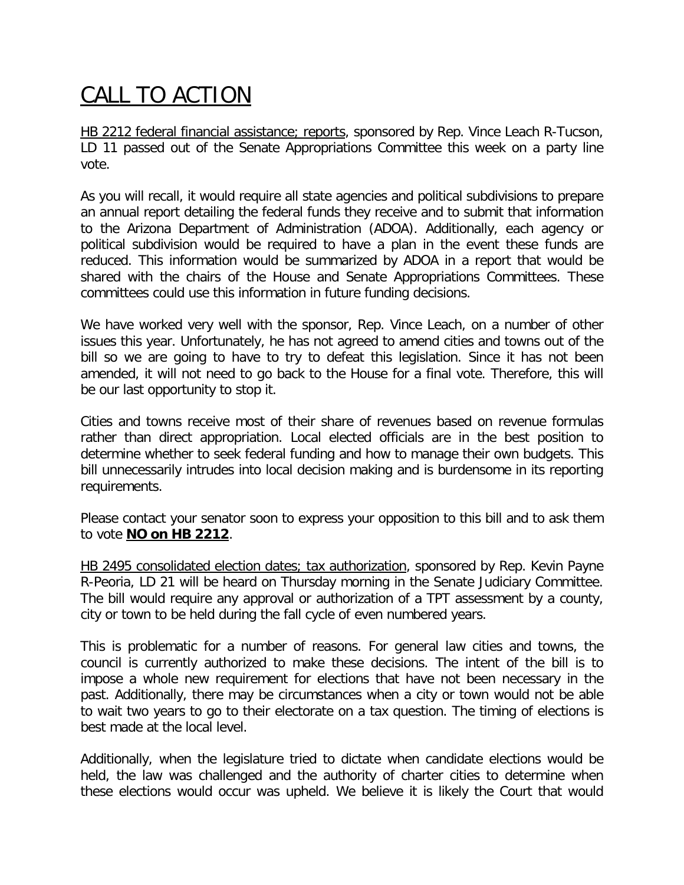# CALL TO ACTION

HB 2212 federal financial assistance; reports, sponsored by Rep. Vince Leach R-Tucson, LD 11 passed out of the Senate Appropriations Committee this week on a party line vote.

As you will recall, it would require all state agencies and political subdivisions to prepare an annual report detailing the federal funds they receive and to submit that information to the Arizona Department of Administration (ADOA). Additionally, each agency or political subdivision would be required to have a plan in the event these funds are reduced. This information would be summarized by ADOA in a report that would be shared with the chairs of the House and Senate Appropriations Committees. These committees could use this information in future funding decisions.

We have worked very well with the sponsor, Rep. Vince Leach, on a number of other issues this year. Unfortunately, he has not agreed to amend cities and towns out of the bill so we are going to have to try to defeat this legislation. Since it has not been amended, it will not need to go back to the House for a final vote. Therefore, this will be our last opportunity to stop it.

Cities and towns receive most of their share of revenues based on revenue formulas rather than direct appropriation. Local elected officials are in the best position to determine whether to seek federal funding and how to manage their own budgets. This bill unnecessarily intrudes into local decision making and is burdensome in its reporting requirements.

Please contact your senator soon to express your opposition to this bill and to ask them to vote **NO on HB 2212**.

HB 2495 consolidated election dates; tax authorization, sponsored by Rep. Kevin Payne R-Peoria, LD 21 will be heard on Thursday morning in the Senate Judiciary Committee. The bill would require any approval or authorization of a TPT assessment by a county, city or town to be held during the fall cycle of even numbered years.

This is problematic for a number of reasons. For general law cities and towns, the council is currently authorized to make these decisions. The intent of the bill is to impose a whole new requirement for elections that have not been necessary in the past. Additionally, there may be circumstances when a city or town would not be able to wait two years to go to their electorate on a tax question. The timing of elections is best made at the local level.

Additionally, when the legislature tried to dictate when candidate elections would be held, the law was challenged and the authority of charter cities to determine when these elections would occur was upheld. We believe it is likely the Court that would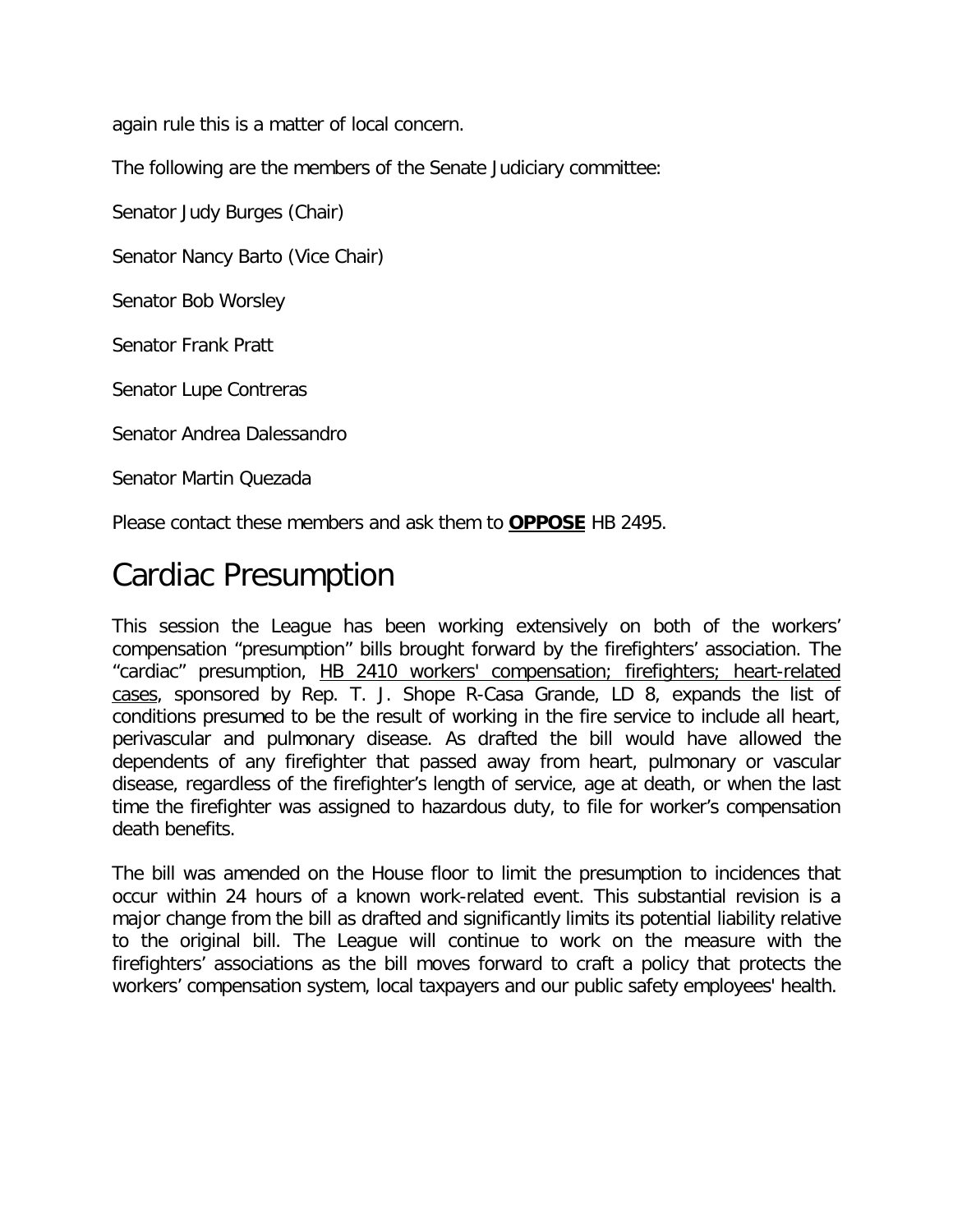again rule this is a matter of local concern.

The following are the members of the Senate Judiciary committee:

Senator Judy Burges (Chair)

Senator Nancy Barto (Vice Chair)

Senator Bob Worsley

Senator Frank Pratt

Senator Lupe Contreras

Senator Andrea Dalessandro

Senator Martin Quezada

Please contact these members and ask them to **OPPOSE** HB 2495.

# Cardiac Presumption

This session the League has been working extensively on both of the workers' compensation "presumption" bills brought forward by the firefighters' association. The "cardiac" presumption, HB 2410 workers' compensation; firefighters; heart-related cases, sponsored by Rep. T. J. Shope R-Casa Grande, LD 8, expands the list of conditions presumed to be the result of working in the fire service to include all heart, perivascular and pulmonary disease. As drafted the bill would have allowed the dependents of any firefighter that passed away from heart, pulmonary or vascular disease, regardless of the firefighter's length of service, age at death, or when the last time the firefighter was assigned to hazardous duty, to file for worker's compensation death benefits.

The bill was amended on the House floor to limit the presumption to incidences that occur within 24 hours of a known work-related event. This substantial revision is a major change from the bill as drafted and significantly limits its potential liability relative to the original bill. The League will continue to work on the measure with the firefighters' associations as the bill moves forward to craft a policy that protects the workers' compensation system, local taxpayers and our public safety employees' health.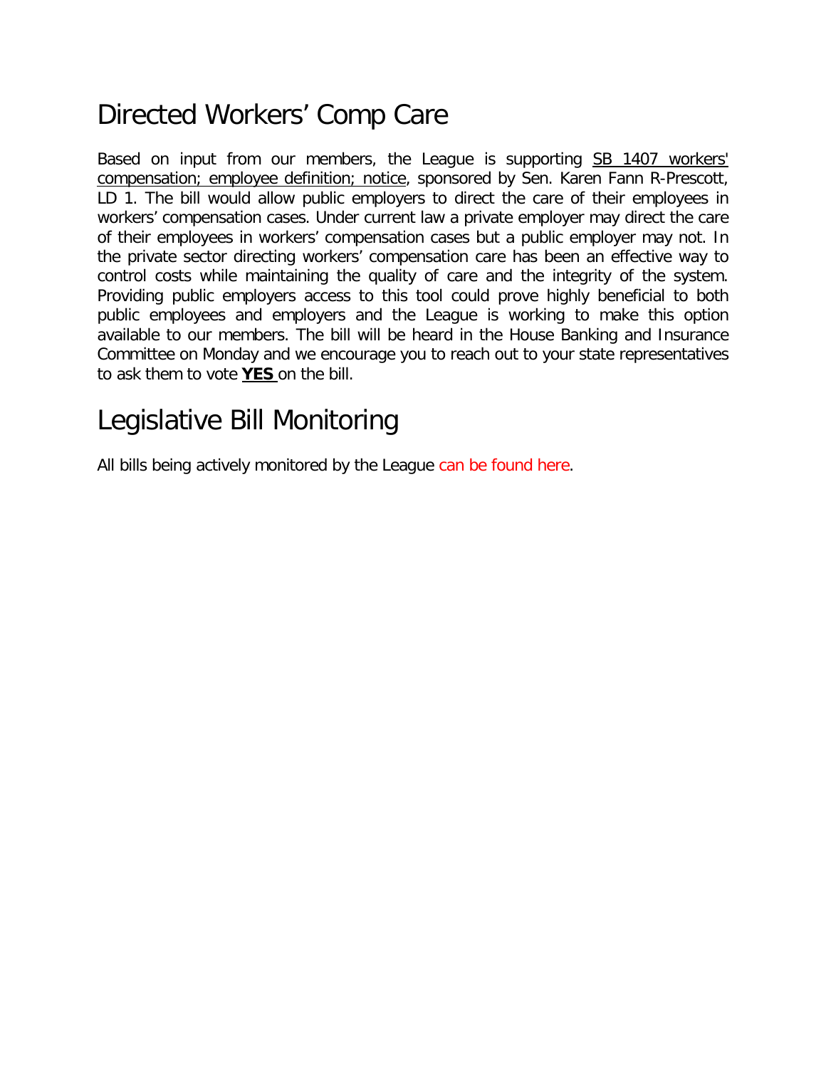## Directed Workers' Comp Care

Based on input from our members, the League is supporting SB 1407 workers' compensation; employee definition; notice, sponsored by Sen. Karen Fann R-Prescott, LD 1. The bill would allow public employers to direct the care of their employees in workers' compensation cases. Under current law a private employer may direct the care of their employees in workers' compensation cases but a public employer may not. In the private sector directing workers' compensation care has been an effective way to control costs while maintaining the quality of care and the integrity of the system. Providing public employers access to this tool could prove highly beneficial to both public employees and employers and the League is working to make this option available to our members. The bill will be heard in the House Banking and Insurance Committee on Monday and we encourage you to reach out to your state representatives to ask them to vote **YES** on the bill.

## Legislative Bill Monitoring

All bills being actively monitored by the League can be found here.